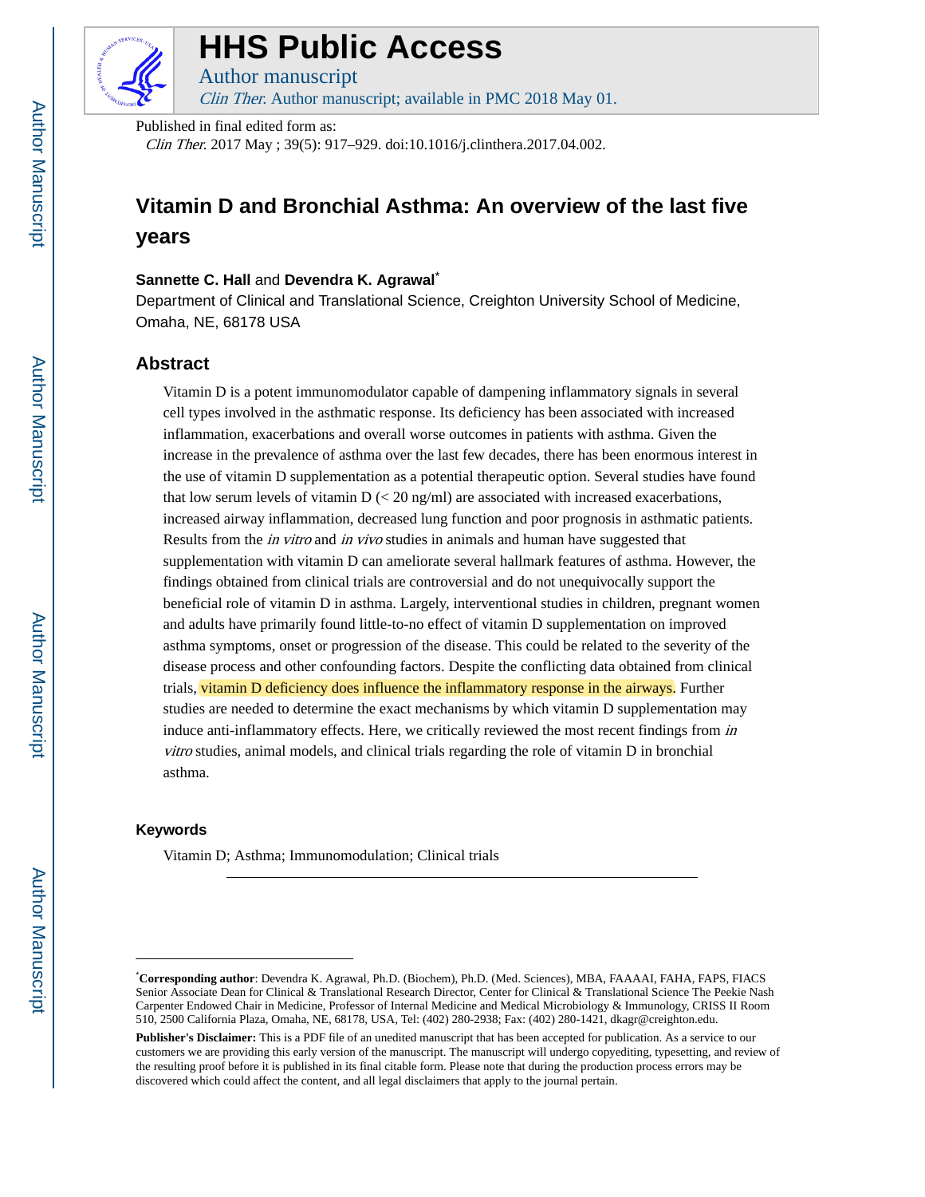# HHS Public Access

Author manuscript

*Clin Ther*. Author manuscript; available in PMC 2018 May 01.

Published in final edited form as:

*Clin Ther*. 2017 May ; 39(5): 917–929. doi:10.1016/j.clinthera.2017.04.002.

# Vitamin D and Bronchial Asthma: An overview of the last five years

**Sannette C. Hall** and **Devendra K. Agrawal***

Department of Clinical and Translational Science, Creighton University School of Medicine, Omaha, NE, 68178 USA

## Abstract

Vitamin D is a potent immunomodulator capable of dampening inflammatory signals in several cell types involved in the asthmatic response. Its deficiency has been associated with increased inflammation, exacerbations and overall worse outcomes in patients with asthma. Given the increase in the prevalence of asthma over the last few decades, there has been enormous interest in the use of vitamin D supplementation as a potential therapeutic option. Several studies have found that low serum levels of vitamin D (< 20 ng/ml) are associated with increased exacerbations, increased airway inflammation, decreased lung function and poor prognosis in asthmatic patients. Results from the *in vitro* and *in vivo* studies in animals and human have suggested that supplementation with vitamin D can ameliorate several hallmark features of asthma. However, the findings obtained from clinical trials are controversial and do not unequivocally support the beneficial role of vitamin D in asthma. Largely, interventional studies in children, pregnant women and adults have primarily found little-to-no effect of vitamin D supplementation on improved asthma symptoms, onset or progression of the disease. This could be related to the severity of the disease process and other confounding factors. Despite the conflicting data obtained from clinical trials, vitamin D deficiency does influence the inflammatory response in the airways. Further studies are needed to determine the exact mechanisms by which vitamin D supplementation may induce anti-inflammatory effects. Here, we critically reviewed the most recent findings from *in vitro* studies, animal models, and clinical trials regarding the role of vitamin D in bronchial asthma.

## Keywords

Vitamin D; Asthma; Immunomodulation; Clinical trials

---

***Corresponding author**: Devendra K. Agrawal, Ph.D. (Biochem), Ph.D. (Med. Sciences), MBA, FAAAAI, FAHA, FAPS, FIACS Senior Associate Dean for Clinical & Translational Research Director, Center for Clinical & Translational Science The Peekie Nash Carpenter Endowed Chair in Medicine, Professor of Internal Medicine and Medical Microbiology & Immunology, CRISS II Room 510, 2500 California Plaza, Omaha, NE, 68178, USA, Tel: (402) 280-2938; Fax: (402) 280-1421, dkagr@creighton.edu.

**Publisher's Disclaimer:** This is a PDF file of an unedited manuscript that has been accepted for publication. As a service to our customers we are providing this early version of the manuscript. The manuscript will undergo copyediting, typesetting, and review of the resulting proof before it is published in its final citable form. Please note that during the production process errors may be discovered which could affect the content, and all legal disclaimers that apply to the journal pertain.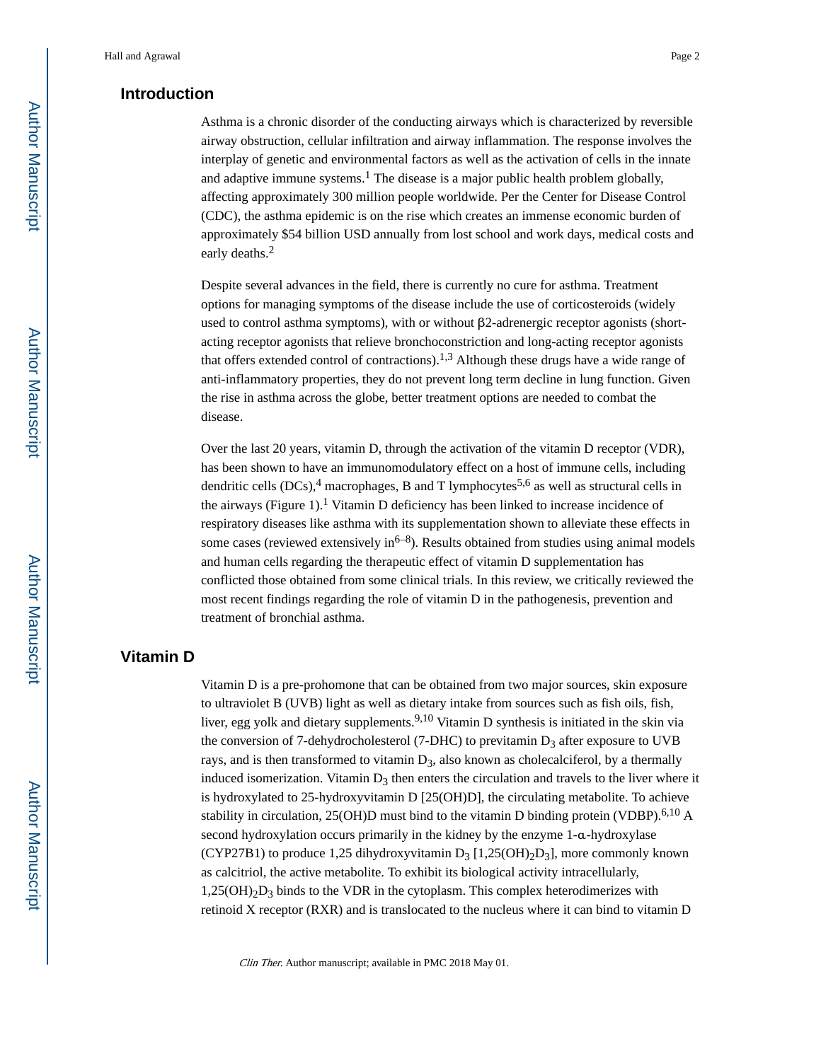## Introduction

Asthma is a chronic disorder of the conducting airways which is characterized by reversible airway obstruction, cellular infiltration and airway inflammation. The response involves the interplay of genetic and environmental factors as well as the activation of cells in the innate and adaptive immune systems.[1] The disease is a major public health problem globally, affecting approximately 300 million people worldwide. Per the Center for Disease Control (CDC), the asthma epidemic is on the rise which creates an immense economic burden of approximately $54 billion USD annually from lost school and work days, medical costs and early deaths.[2]

Despite several advances in the field, there is currently no cure for asthma. Treatment options for managing symptoms of the disease include the use of corticosteroids (widely used to control asthma symptoms), with or without β2-adrenergic receptor agonists (short-acting receptor agonists that relieve bronchoconstriction and long-acting receptor agonists that offers extended control of contractions).[1,3] Although these drugs have a wide range of anti-inflammatory properties, they do not prevent long term decline in lung function. Given the rise in asthma across the globe, better treatment options are needed to combat the disease.

Over the last 20 years, vitamin D, through the activation of the vitamin D receptor (VDR), has been shown to have an immunomodulatory effect on a host of immune cells, including dendritic cells (DCs),[4] macrophages, B and T lymphocytes[5,6] as well as structural cells in the airways (Figure 1).[1] Vitamin D deficiency has been linked to increase incidence of respiratory diseases like asthma with its supplementation shown to alleviate these effects in some cases (reviewed extensively in[6–8]). Results obtained from studies using animal models and human cells regarding the therapeutic effect of vitamin D supplementation has conflicted those obtained from some clinical trials. In this review, we critically reviewed the most recent findings regarding the role of vitamin D in the pathogenesis, prevention and treatment of bronchial asthma.

## Vitamin D

Vitamin D is a pre-prohomone that can be obtained from two major sources, skin exposure to ultraviolet B (UVB) light as well as dietary intake from sources such as fish oils, fish, liver, egg yolk and dietary supplements.[9,10] Vitamin D synthesis is initiated in the skin via the conversion of 7-dehydrocholesterol (7-DHC) to previtamin $D_3$ after exposure to UVB rays, and is then transformed to vitamin $D_3$, also known as cholecalciferol, by a thermally induced isomerization. Vitamin $D_3$ then enters the circulation and travels to the liver where it is hydroxylated to 25-hydroxyvitamin D [25(OH)D], the circulating metabolite. To achieve stability in circulation, 25(OH)D must bind to the vitamin D binding protein (VDBP).[6,10] A second hydroxylation occurs primarily in the kidney by the enzyme 1-α-hydroxylase (CYP27B1) to produce 1,25 dihydroxyvitamin $D_3$ [1,25$(OH)_2D_3$], more commonly known as calcitriol, the active metabolite. To exhibit its biological activity intracellularly, 1,25$(OH)_2D_3$ binds to the VDR in the cytoplasm. This complex heterodimerizes with retinoid X receptor (RXR) and is translocated to the nucleus where it can bind to vitamin D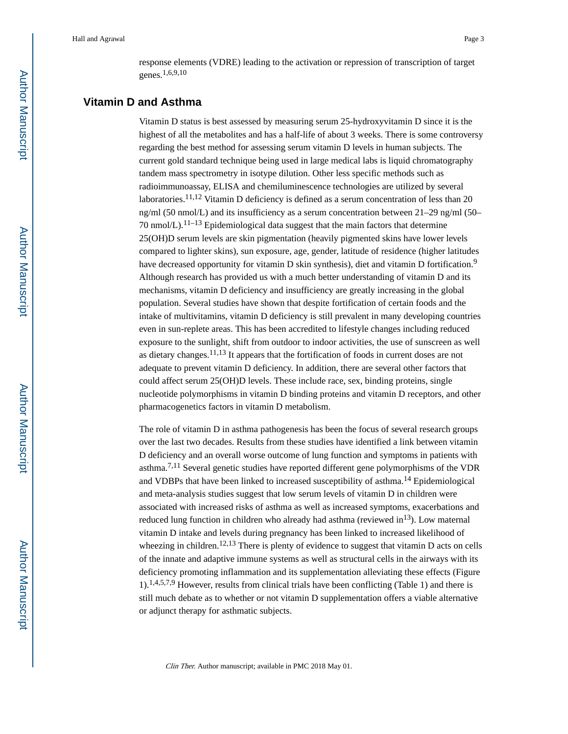response elements (VDRE) leading to the activation or repression of transcription of target genes.[1,6,9,10]

## Vitamin D and Asthma

Vitamin D status is best assessed by measuring serum 25-hydroxyvitamin D since it is the highest of all the metabolites and has a half-life of about 3 weeks. There is some controversy regarding the best method for assessing serum vitamin D levels in human subjects. The current gold standard technique being used in large medical labs is liquid chromatography tandem mass spectrometry in isotype dilution. Other less specific methods such as radioimmunoassay, ELISA and chemiluminescence technologies are utilized by several laboratories.[11,12] Vitamin D deficiency is defined as a serum concentration of less than 20 ng/ml (50 nmol/L) and its insufficiency as a serum concentration between 21–29 ng/ml (50–70 nmol/L).[11–13] Epidemiological data suggest that the main factors that determine 25(OH)D serum levels are skin pigmentation (heavily pigmented skins have lower levels compared to lighter skins), sun exposure, age, gender, latitude of residence (higher latitudes have decreased opportunity for vitamin D skin synthesis), diet and vitamin D fortification.[9] Although research has provided us with a much better understanding of vitamin D and its mechanisms, vitamin D deficiency and insufficiency are greatly increasing in the global population. Several studies have shown that despite fortification of certain foods and the intake of multivitamins, vitamin D deficiency is still prevalent in many developing countries even in sun-replete areas. This has been accredited to lifestyle changes including reduced exposure to the sunlight, shift from outdoor to indoor activities, the use of sunscreen as well as dietary changes.[11,13] It appears that the fortification of foods in current doses are not adequate to prevent vitamin D deficiency. In addition, there are several other factors that could affect serum 25(OH)D levels. These include race, sex, binding proteins, single nucleotide polymorphisms in vitamin D binding proteins and vitamin D receptors, and other pharmacogenetics factors in vitamin D metabolism.

The role of vitamin D in asthma pathogenesis has been the focus of several research groups over the last two decades. Results from these studies have identified a link between vitamin D deficiency and an overall worse outcome of lung function and symptoms in patients with asthma.[7,11] Several genetic studies have reported different gene polymorphisms of the VDR and VDBPs that have been linked to increased susceptibility of asthma.[14] Epidemiological and meta-analysis studies suggest that low serum levels of vitamin D in children were associated with increased risks of asthma as well as increased symptoms, exacerbations and reduced lung function in children who already had asthma (reviewed in[13]). Low maternal vitamin D intake and levels during pregnancy has been linked to increased likelihood of wheezing in children.[12,13] There is plenty of evidence to suggest that vitamin D acts on cells of the innate and adaptive immune systems as well as structural cells in the airways with its deficiency promoting inflammation and its supplementation alleviating these effects (Figure 1).[1,4,5,7,9] However, results from clinical trials have been conflicting (Table 1) and there is still much debate as to whether or not vitamin D supplementation offers a viable alternative or adjunct therapy for asthmatic subjects.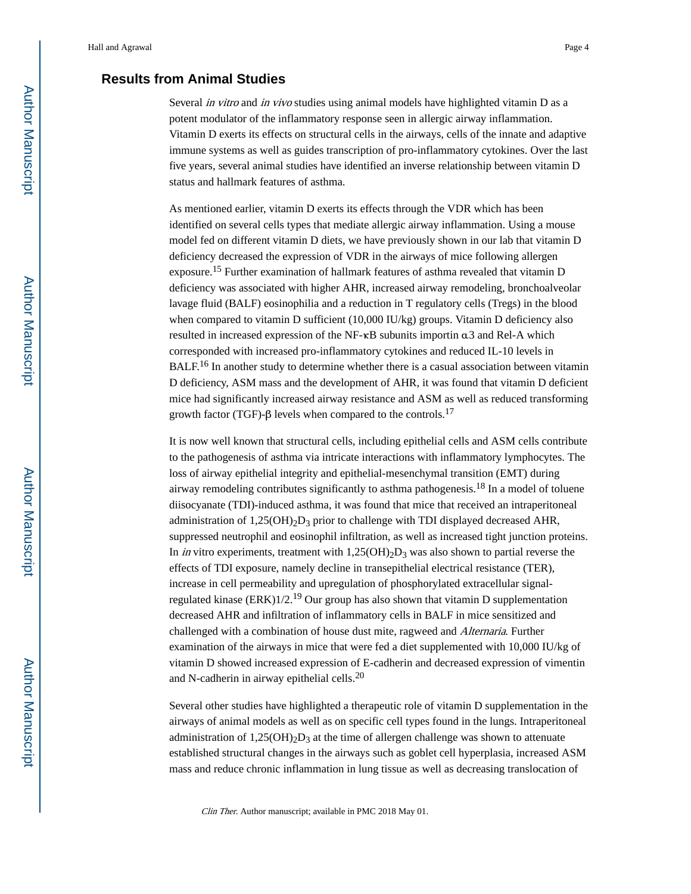## Results from Animal Studies

Several *in vitro* and *in vivo* studies using animal models have highlighted vitamin D as a potent modulator of the inflammatory response seen in allergic airway inflammation. Vitamin D exerts its effects on structural cells in the airways, cells of the innate and adaptive immune systems as well as guides transcription of pro-inflammatory cytokines. Over the last five years, several animal studies have identified an inverse relationship between vitamin D status and hallmark features of asthma.

As mentioned earlier, vitamin D exerts its effects through the VDR which has been identified on several cells types that mediate allergic airway inflammation. Using a mouse model fed on different vitamin D diets, we have previously shown in our lab that vitamin D deficiency decreased the expression of VDR in the airways of mice following allergen exposure.[15] Further examination of hallmark features of asthma revealed that vitamin D deficiency was associated with higher AHR, increased airway remodeling, bronchoalveolar lavage fluid (BALF) eosinophilia and a reduction in T regulatory cells (Tregs) in the blood when compared to vitamin D sufficient (10,000 IU/kg) groups. Vitamin D deficiency also resulted in increased expression of the NF-κB subunits importin α3 and Rel-A which corresponded with increased pro-inflammatory cytokines and reduced IL-10 levels in BALF.[16] In another study to determine whether there is a casual association between vitamin D deficiency, ASM mass and the development of AHR, it was found that vitamin D deficient mice had significantly increased airway resistance and ASM as well as reduced transforming growth factor (TGF)-β levels when compared to the controls.[17]

It is now well known that structural cells, including epithelial cells and ASM cells contribute to the pathogenesis of asthma via intricate interactions with inflammatory lymphocytes. The loss of airway epithelial integrity and epithelial-mesenchymal transition (EMT) during airway remodeling contributes significantly to asthma pathogenesis.[18] In a model of toluene diisocyanate (TDI)-induced asthma, it was found that mice that received an intraperitoneal administration of $1,25(OH)_2D_3$ prior to challenge with TDI displayed decreased AHR, suppressed neutrophil and eosinophil infiltration, as well as increased tight junction proteins. In *in* vitro experiments, treatment with $1,25(OH)_2D_3$ was also shown to partial reverse the effects of TDI exposure, namely decline in transepithelial electrical resistance (TER), increase in cell permeability and upregulation of phosphorylated extracellular signal-regulated kinase (ERK)1/2.[19] Our group has also shown that vitamin D supplementation decreased AHR and infiltration of inflammatory cells in BALF in mice sensitized and challenged with a combination of house dust mite, ragweed and *Alternaria*. Further examination of the airways in mice that were fed a diet supplemented with 10,000 IU/kg of vitamin D showed increased expression of E-cadherin and decreased expression of vimentin and N-cadherin in airway epithelial cells.[20]

Several other studies have highlighted a therapeutic role of vitamin D supplementation in the airways of animal models as well as on specific cell types found in the lungs. Intraperitoneal administration of $1,25(OH)_2D_3$ at the time of allergen challenge was shown to attenuate established structural changes in the airways such as goblet cell hyperplasia, increased ASM mass and reduce chronic inflammation in lung tissue as well as decreasing translocation of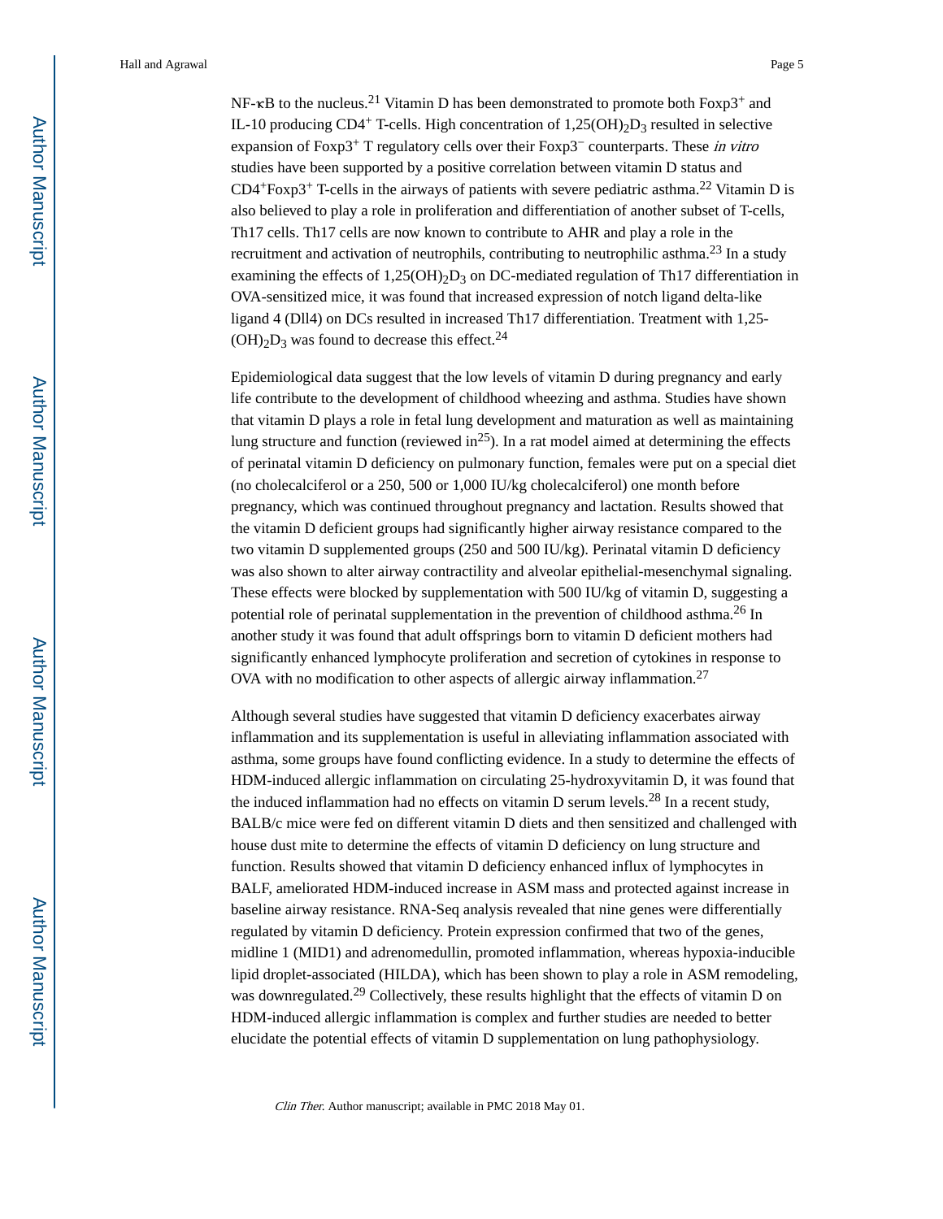NF-κB to the nucleus.[21] Vitamin D has been demonstrated to promote both $Foxp3^{+}$ and IL-10 producing $CD4^{+}$ T-cells. High concentration of $1,25(OH)_2D_3$ resulted in selective expansion of $Foxp3^{+}$ T regulatory cells over their $Foxp3^{-}$ counterparts. These *in vitro* studies have been supported by a positive correlation between vitamin D status and $CD4^{+}Foxp3^{+}$ T-cells in the airways of patients with severe pediatric asthma.[22] Vitamin D is also believed to play a role in proliferation and differentiation of another subset of T-cells, Th17 cells. Th17 cells are now known to contribute to AHR and play a role in the recruitment and activation of neutrophils, contributing to neutrophilic asthma.[23] In a study examining the effects of $1,25(OH)_2D_3$ on DC-mediated regulation of Th17 differentiation in OVA-sensitized mice, it was found that increased expression of notch ligand delta-like ligand 4 (Dll4) on DCs resulted in increased Th17 differentiation. Treatment with $1,25\text{-}(OH)_2D_3$ was found to decrease this effect.[24]

Epidemiological data suggest that the low levels of vitamin D during pregnancy and early life contribute to the development of childhood wheezing and asthma. Studies have shown that vitamin D plays a role in fetal lung development and maturation as well as maintaining lung structure and function (reviewed in[25]). In a rat model aimed at determining the effects of perinatal vitamin D deficiency on pulmonary function, females were put on a special diet (no cholecalciferol or a 250, 500 or 1,000 IU/kg cholecalciferol) one month before pregnancy, which was continued throughout pregnancy and lactation. Results showed that the vitamin D deficient groups had significantly higher airway resistance compared to the two vitamin D supplemented groups (250 and 500 IU/kg). Perinatal vitamin D deficiency was also shown to alter airway contractility and alveolar epithelial-mesenchymal signaling. These effects were blocked by supplementation with 500 IU/kg of vitamin D, suggesting a potential role of perinatal supplementation in the prevention of childhood asthma.[26] In another study it was found that adult offsprings born to vitamin D deficient mothers had significantly enhanced lymphocyte proliferation and secretion of cytokines in response to OVA with no modification to other aspects of allergic airway inflammation.[27]

Although several studies have suggested that vitamin D deficiency exacerbates airway inflammation and its supplementation is useful in alleviating inflammation associated with asthma, some groups have found conflicting evidence. In a study to determine the effects of HDM-induced allergic inflammation on circulating 25-hydroxyvitamin D, it was found that the induced inflammation had no effects on vitamin D serum levels.[28] In a recent study, BALB/c mice were fed on different vitamin D diets and then sensitized and challenged with house dust mite to determine the effects of vitamin D deficiency on lung structure and function. Results showed that vitamin D deficiency enhanced influx of lymphocytes in BALF, ameliorated HDM-induced increase in ASM mass and protected against increase in baseline airway resistance. RNA-Seq analysis revealed that nine genes were differentially regulated by vitamin D deficiency. Protein expression confirmed that two of the genes, midline 1 (MID1) and adrenomedullin, promoted inflammation, whereas hypoxia-inducible lipid droplet-associated (HILDA), which has been shown to play a role in ASM remodeling, was downregulated.[29] Collectively, these results highlight that the effects of vitamin D on HDM-induced allergic inflammation is complex and further studies are needed to better elucidate the potential effects of vitamin D supplementation on lung pathophysiology.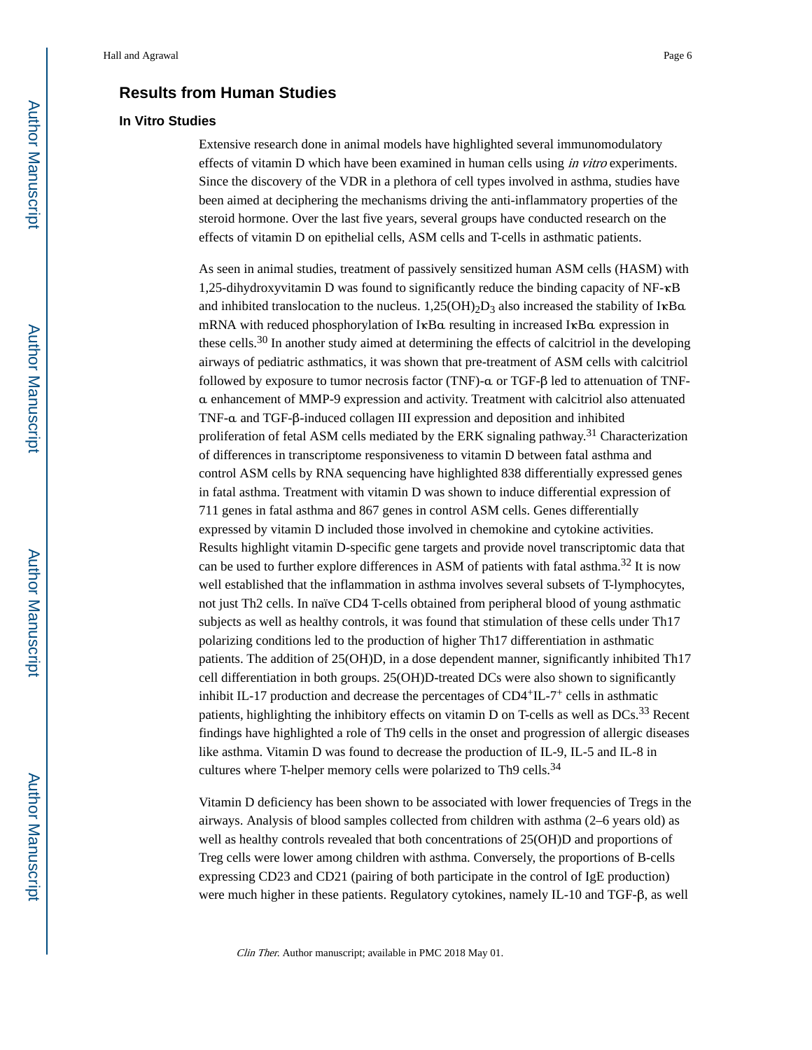## Results from Human Studies

### In Vitro Studies

Extensive research done in animal models have highlighted several immunomodulatory effects of vitamin D which have been examined in human cells using *in vitro* experiments. Since the discovery of the VDR in a plethora of cell types involved in asthma, studies have been aimed at deciphering the mechanisms driving the anti-inflammatory properties of the steroid hormone. Over the last five years, several groups have conducted research on the effects of vitamin D on epithelial cells, ASM cells and T-cells in asthmatic patients.

As seen in animal studies, treatment of passively sensitized human ASM cells (HASM) with 1,25-dihydroxyvitamin D was found to significantly reduce the binding capacity of NF-κB and inhibited translocation to the nucleus. $1,25(OH)_2D_3$ also increased the stability of IκBα mRNA with reduced phosphorylation of IκBα resulting in increased IκBα expression in these cells.[30] In another study aimed at determining the effects of calcitriol in the developing airways of pediatric asthmatics, it was shown that pre-treatment of ASM cells with calcitriol followed by exposure to tumor necrosis factor (TNF)-α or TGF-β led to attenuation of TNF-α enhancement of MMP-9 expression and activity. Treatment with calcitriol also attenuated TNF-α and TGF-β-induced collagen III expression and deposition and inhibited proliferation of fetal ASM cells mediated by the ERK signaling pathway.[31] Characterization of differences in transcriptome responsiveness to vitamin D between fatal asthma and control ASM cells by RNA sequencing have highlighted 838 differentially expressed genes in fatal asthma. Treatment with vitamin D was shown to induce differential expression of 711 genes in fatal asthma and 867 genes in control ASM cells. Genes differentially expressed by vitamin D included those involved in chemokine and cytokine activities. Results highlight vitamin D-specific gene targets and provide novel transcriptomic data that can be used to further explore differences in ASM of patients with fatal asthma.[32] It is now well established that the inflammation in asthma involves several subsets of T-lymphocytes, not just Th2 cells. In naïve CD4 T-cells obtained from peripheral blood of young asthmatic subjects as well as healthy controls, it was found that stimulation of these cells under Th17 polarizing conditions led to the production of higher Th17 differentiation in asthmatic patients. The addition of 25(OH)D, in a dose dependent manner, significantly inhibited Th17 cell differentiation in both groups. 25(OH)D-treated DCs were also shown to significantly inhibit IL-17 production and decrease the percentages of $CD4^+IL\text{-}7^+$ cells in asthmatic patients, highlighting the inhibitory effects on vitamin D on T-cells as well as DCs.[33] Recent findings have highlighted a role of Th9 cells in the onset and progression of allergic diseases like asthma. Vitamin D was found to decrease the production of IL-9, IL-5 and IL-8 in cultures where T-helper memory cells were polarized to Th9 cells.[34]

Vitamin D deficiency has been shown to be associated with lower frequencies of Tregs in the airways. Analysis of blood samples collected from children with asthma (2–6 years old) as well as healthy controls revealed that both concentrations of 25(OH)D and proportions of Treg cells were lower among children with asthma. Conversely, the proportions of B-cells expressing CD23 and CD21 (pairing of both participate in the control of IgE production) were much higher in these patients. Regulatory cytokines, namely IL-10 and TGF-β, as well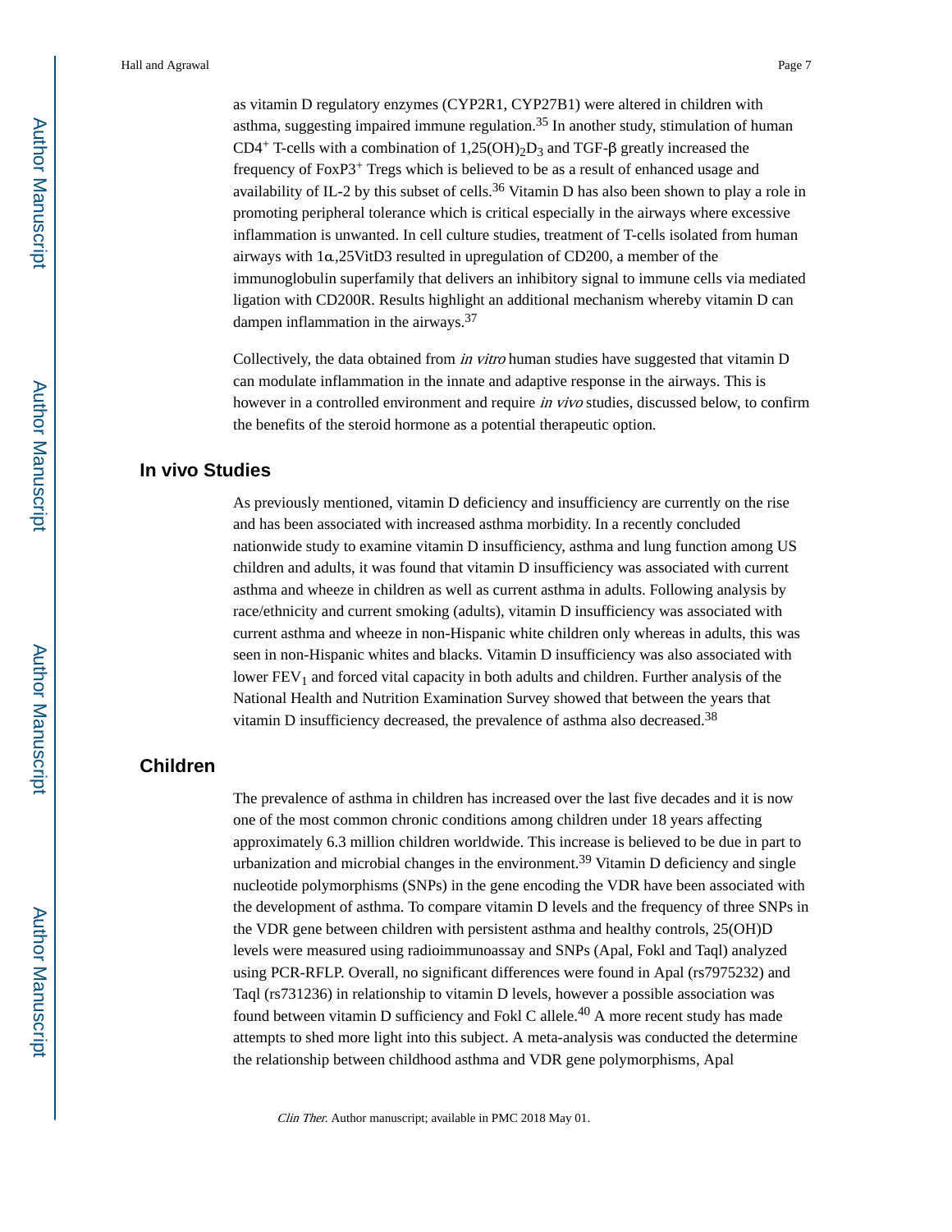as vitamin D regulatory enzymes (CYP2R1, CYP27B1) were altered in children with asthma, suggesting impaired immune regulation.[35] In another study, stimulation of human $CD4^+$ T-cells with a combination of $1,25(OH)_2D_3$ and TGF-β greatly increased the frequency of $FoxP3^+$ Tregs which is believed to be as a result of enhanced usage and availability of IL-2 by this subset of cells.[36] Vitamin D has also been shown to play a role in promoting peripheral tolerance which is critical especially in the airways where excessive inflammation is unwanted. In cell culture studies, treatment of T-cells isolated from human airways with 1α,25VitD3 resulted in upregulation of CD200, a member of the immunoglobulin superfamily that delivers an inhibitory signal to immune cells via mediated ligation with CD200R. Results highlight an additional mechanism whereby vitamin D can dampen inflammation in the airways.[37]

Collectively, the data obtained from *in vitro* human studies have suggested that vitamin D can modulate inflammation in the innate and adaptive response in the airways. This is however in a controlled environment and require *in vivo* studies, discussed below, to confirm the benefits of the steroid hormone as a potential therapeutic option.

## In vivo Studies

As previously mentioned, vitamin D deficiency and insufficiency are currently on the rise and has been associated with increased asthma morbidity. In a recently concluded nationwide study to examine vitamin D insufficiency, asthma and lung function among US children and adults, it was found that vitamin D insufficiency was associated with current asthma and wheeze in children as well as current asthma in adults. Following analysis by race/ethnicity and current smoking (adults), vitamin D insufficiency was associated with current asthma and wheeze in non-Hispanic white children only whereas in adults, this was seen in non-Hispanic whites and blacks. Vitamin D insufficiency was also associated with lower $FEV_1$ and forced vital capacity in both adults and children. Further analysis of the National Health and Nutrition Examination Survey showed that between the years that vitamin D insufficiency decreased, the prevalence of asthma also decreased.[38]

## Children

The prevalence of asthma in children has increased over the last five decades and it is now one of the most common chronic conditions among children under 18 years affecting approximately 6.3 million children worldwide. This increase is believed to be due in part to urbanization and microbial changes in the environment.[39] Vitamin D deficiency and single nucleotide polymorphisms (SNPs) in the gene encoding the VDR have been associated with the development of asthma. To compare vitamin D levels and the frequency of three SNPs in the VDR gene between children with persistent asthma and healthy controls, 25(OH)D levels were measured using radioimmunoassay and SNPs (Apal, Fokl and Taql) analyzed using PCR-RFLP. Overall, no significant differences were found in Apal (rs7975232) and Taql (rs731236) in relationship to vitamin D levels, however a possible association was found between vitamin D sufficiency and Fokl C allele.[40] A more recent study has made attempts to shed more light into this subject. A meta-analysis was conducted the determine the relationship between childhood asthma and VDR gene polymorphisms, Apal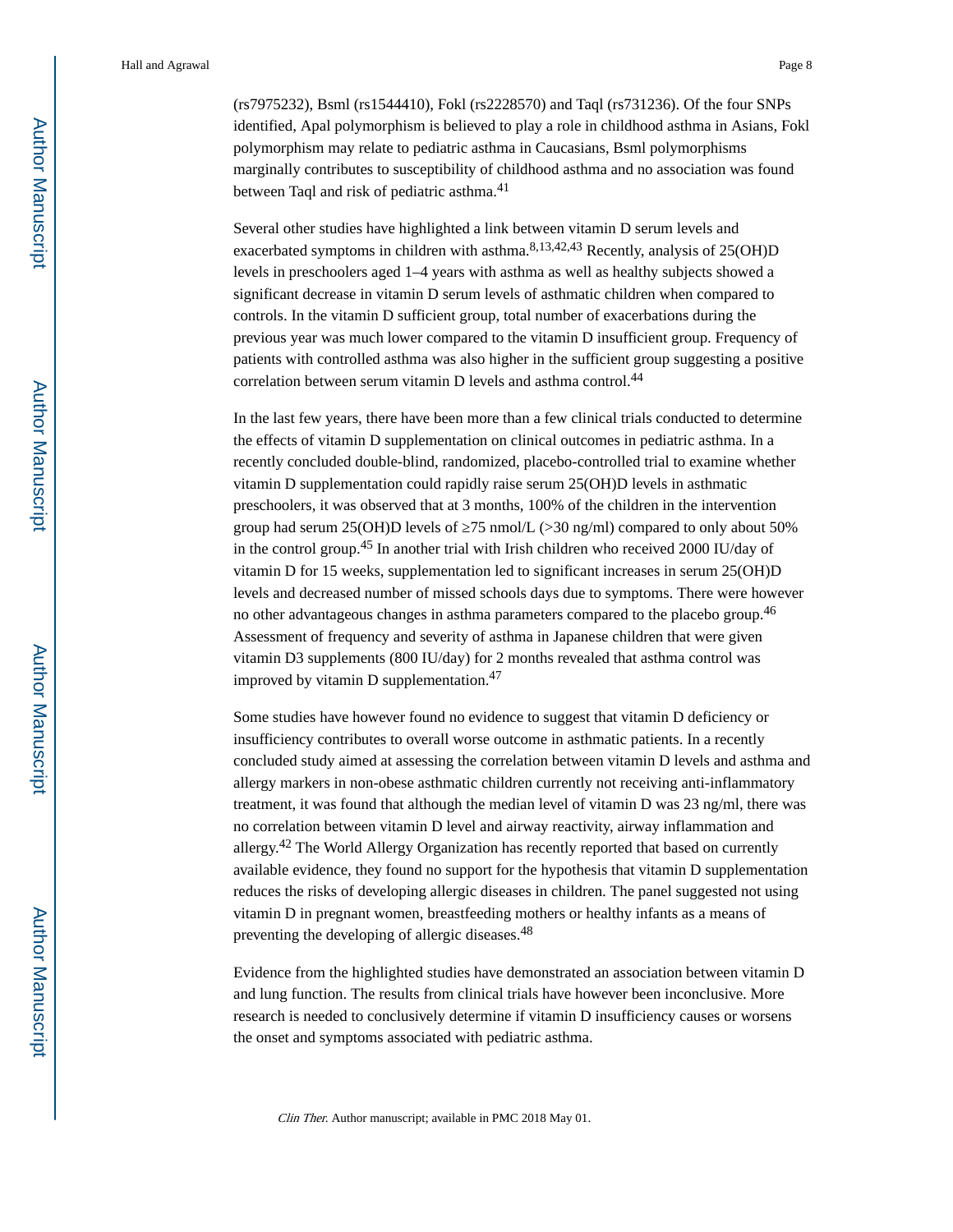(rs7975232), Bsml (rs1544410), Fokl (rs2228570) and Taql (rs731236). Of the four SNPs identified, Apal polymorphism is believed to play a role in childhood asthma in Asians, Fokl polymorphism may relate to pediatric asthma in Caucasians, Bsml polymorphisms marginally contributes to susceptibility of childhood asthma and no association was found between Taql and risk of pediatric asthma.[41]

Several other studies have highlighted a link between vitamin D serum levels and exacerbated symptoms in children with asthma.[8,13,42,43] Recently, analysis of 25(OH)D levels in preschoolers aged 1–4 years with asthma as well as healthy subjects showed a significant decrease in vitamin D serum levels of asthmatic children when compared to controls. In the vitamin D sufficient group, total number of exacerbations during the previous year was much lower compared to the vitamin D insufficient group. Frequency of patients with controlled asthma was also higher in the sufficient group suggesting a positive correlation between serum vitamin D levels and asthma control.[44]

In the last few years, there have been more than a few clinical trials conducted to determine the effects of vitamin D supplementation on clinical outcomes in pediatric asthma. In a recently concluded double-blind, randomized, placebo-controlled trial to examine whether vitamin D supplementation could rapidly raise serum 25(OH)D levels in asthmatic preschoolers, it was observed that at 3 months, 100% of the children in the intervention group had serum 25(OH)D levels of ≥75 nmol/L (>30 ng/ml) compared to only about 50% in the control group.[45] In another trial with Irish children who received 2000 IU/day of vitamin D for 15 weeks, supplementation led to significant increases in serum 25(OH)D levels and decreased number of missed schools days due to symptoms. There were however no other advantageous changes in asthma parameters compared to the placebo group.[46] Assessment of frequency and severity of asthma in Japanese children that were given vitamin D3 supplements (800 IU/day) for 2 months revealed that asthma control was improved by vitamin D supplementation.[47]

Some studies have however found no evidence to suggest that vitamin D deficiency or insufficiency contributes to overall worse outcome in asthmatic patients. In a recently concluded study aimed at assessing the correlation between vitamin D levels and asthma and allergy markers in non-obese asthmatic children currently not receiving anti-inflammatory treatment, it was found that although the median level of vitamin D was 23 ng/ml, there was no correlation between vitamin D level and airway reactivity, airway inflammation and allergy.[42] The World Allergy Organization has recently reported that based on currently available evidence, they found no support for the hypothesis that vitamin D supplementation reduces the risks of developing allergic diseases in children. The panel suggested not using vitamin D in pregnant women, breastfeeding mothers or healthy infants as a means of preventing the developing of allergic diseases.[48]

Evidence from the highlighted studies have demonstrated an association between vitamin D and lung function. The results from clinical trials have however been inconclusive. More research is needed to conclusively determine if vitamin D insufficiency causes or worsens the onset and symptoms associated with pediatric asthma.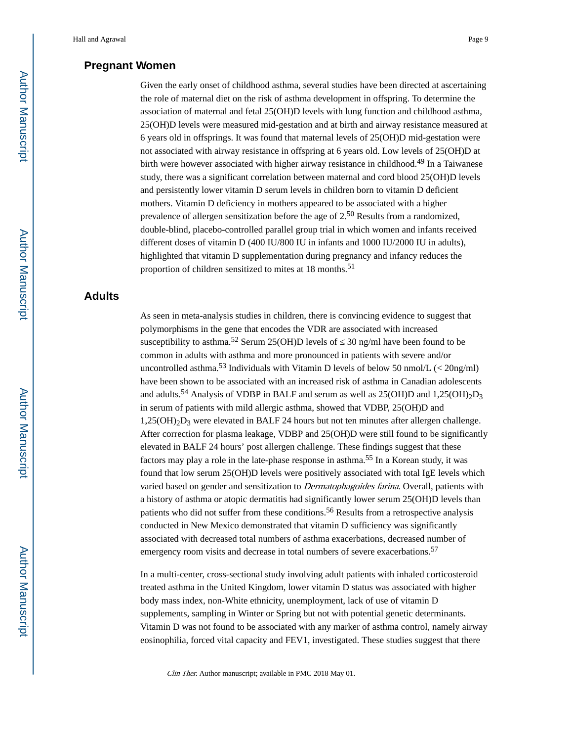## Pregnant Women

Given the early onset of childhood asthma, several studies have been directed at ascertaining the role of maternal diet on the risk of asthma development in offspring. To determine the association of maternal and fetal 25(OH)D levels with lung function and childhood asthma, 25(OH)D levels were measured mid-gestation and at birth and airway resistance measured at 6 years old in offsprings. It was found that maternal levels of 25(OH)D mid-gestation were not associated with airway resistance in offspring at 6 years old. Low levels of 25(OH)D at birth were however associated with higher airway resistance in childhood.[49] In a Taiwanese study, there was a significant correlation between maternal and cord blood 25(OH)D levels and persistently lower vitamin D serum levels in children born to vitamin D deficient mothers. Vitamin D deficiency in mothers appeared to be associated with a higher prevalence of allergen sensitization before the age of 2.[50] Results from a randomized, double-blind, placebo-controlled parallel group trial in which women and infants received different doses of vitamin D (400 IU/800 IU in infants and 1000 IU/2000 IU in adults), highlighted that vitamin D supplementation during pregnancy and infancy reduces the proportion of children sensitized to mites at 18 months.[51]

## Adults

As seen in meta-analysis studies in children, there is convincing evidence to suggest that polymorphisms in the gene that encodes the VDR are associated with increased susceptibility to asthma.[52] Serum 25(OH)D levels of ≤ 30 ng/ml have been found to be common in adults with asthma and more pronounced in patients with severe and/or uncontrolled asthma.[53] Individuals with Vitamin D levels of below 50 nmol/L (< 20ng/ml) have been shown to be associated with an increased risk of asthma in Canadian adolescents and adults.[54] Analysis of VDBP in BALF and serum as well as 25(OH)D and $1,25(OH)_2D_3$ in serum of patients with mild allergic asthma, showed that VDBP, 25(OH)D and $1,25(OH)_2D_3$ were elevated in BALF 24 hours but not ten minutes after allergen challenge. After correction for plasma leakage, VDBP and 25(OH)D were still found to be significantly elevated in BALF 24 hours' post allergen challenge. These findings suggest that these factors may play a role in the late-phase response in asthma.[55] In a Korean study, it was found that low serum 25(OH)D levels were positively associated with total IgE levels which varied based on gender and sensitization to *Dermatophagoides farina*. Overall, patients with a history of asthma or atopic dermatitis had significantly lower serum 25(OH)D levels than patients who did not suffer from these conditions.[56] Results from a retrospective analysis conducted in New Mexico demonstrated that vitamin D sufficiency was significantly associated with decreased total numbers of asthma exacerbations, decreased number of emergency room visits and decrease in total numbers of severe exacerbations.[57]

In a multi-center, cross-sectional study involving adult patients with inhaled corticosteroid treated asthma in the United Kingdom, lower vitamin D status was associated with higher body mass index, non-White ethnicity, unemployment, lack of use of vitamin D supplements, sampling in Winter or Spring but not with potential genetic determinants. Vitamin D was not found to be associated with any marker of asthma control, namely airway eosinophilia, forced vital capacity and FEV1, investigated. These studies suggest that there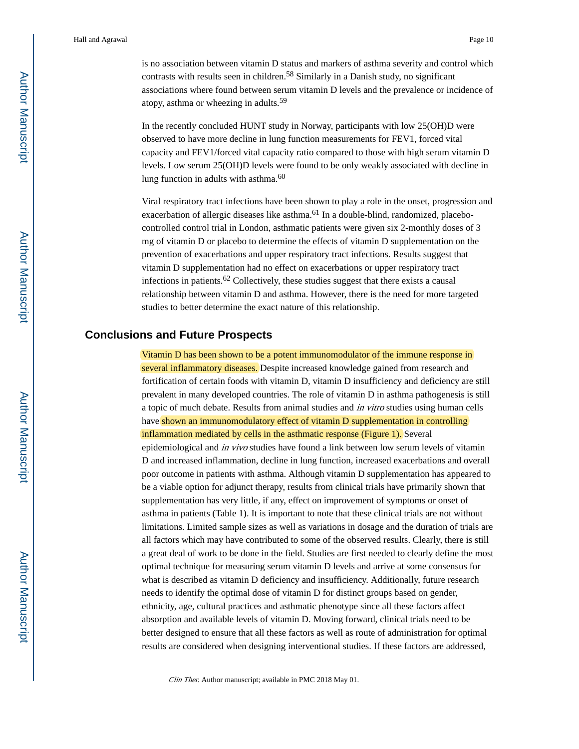is no association between vitamin D status and markers of asthma severity and control which contrasts with results seen in children.[58] Similarly in a Danish study, no significant associations where found between serum vitamin D levels and the prevalence or incidence of atopy, asthma or wheezing in adults.[59]

In the recently concluded HUNT study in Norway, participants with low 25(OH)D were observed to have more decline in lung function measurements for FEV1, forced vital capacity and FEV1/forced vital capacity ratio compared to those with high serum vitamin D levels. Low serum 25(OH)D levels were found to be only weakly associated with decline in lung function in adults with asthma.[60]

Viral respiratory tract infections have been shown to play a role in the onset, progression and exacerbation of allergic diseases like asthma.[61] In a double-blind, randomized, placebo-controlled control trial in London, asthmatic patients were given six 2-monthly doses of 3 mg of vitamin D or placebo to determine the effects of vitamin D supplementation on the prevention of exacerbations and upper respiratory tract infections. Results suggest that vitamin D supplementation had no effect on exacerbations or upper respiratory tract infections in patients.[62] Collectively, these studies suggest that there exists a causal relationship between vitamin D and asthma. However, there is the need for more targeted studies to better determine the exact nature of this relationship.

## Conclusions and Future Prospects

Vitamin D has been shown to be a potent immunomodulator of the immune response in several inflammatory diseases. Despite increased knowledge gained from research and fortification of certain foods with vitamin D, vitamin D insufficiency and deficiency are still prevalent in many developed countries. The role of vitamin D in asthma pathogenesis is still a topic of much debate. Results from animal studies and *in vitro* studies using human cells have shown an immunomodulatory effect of vitamin D supplementation in controlling inflammation mediated by cells in the asthmatic response (Figure 1). Several epidemiological and *in vivo* studies have found a link between low serum levels of vitamin D and increased inflammation, decline in lung function, increased exacerbations and overall poor outcome in patients with asthma. Although vitamin D supplementation has appeared to be a viable option for adjunct therapy, results from clinical trials have primarily shown that supplementation has very little, if any, effect on improvement of symptoms or onset of asthma in patients (Table 1). It is important to note that these clinical trials are not without limitations. Limited sample sizes as well as variations in dosage and the duration of trials are all factors which may have contributed to some of the observed results. Clearly, there is still a great deal of work to be done in the field. Studies are first needed to clearly define the most optimal technique for measuring serum vitamin D levels and arrive at some consensus for what is described as vitamin D deficiency and insufficiency. Additionally, future research needs to identify the optimal dose of vitamin D for distinct groups based on gender, ethnicity, age, cultural practices and asthmatic phenotype since all these factors affect absorption and available levels of vitamin D. Moving forward, clinical trials need to be better designed to ensure that all these factors as well as route of administration for optimal results are considered when designing interventional studies. If these factors are addressed,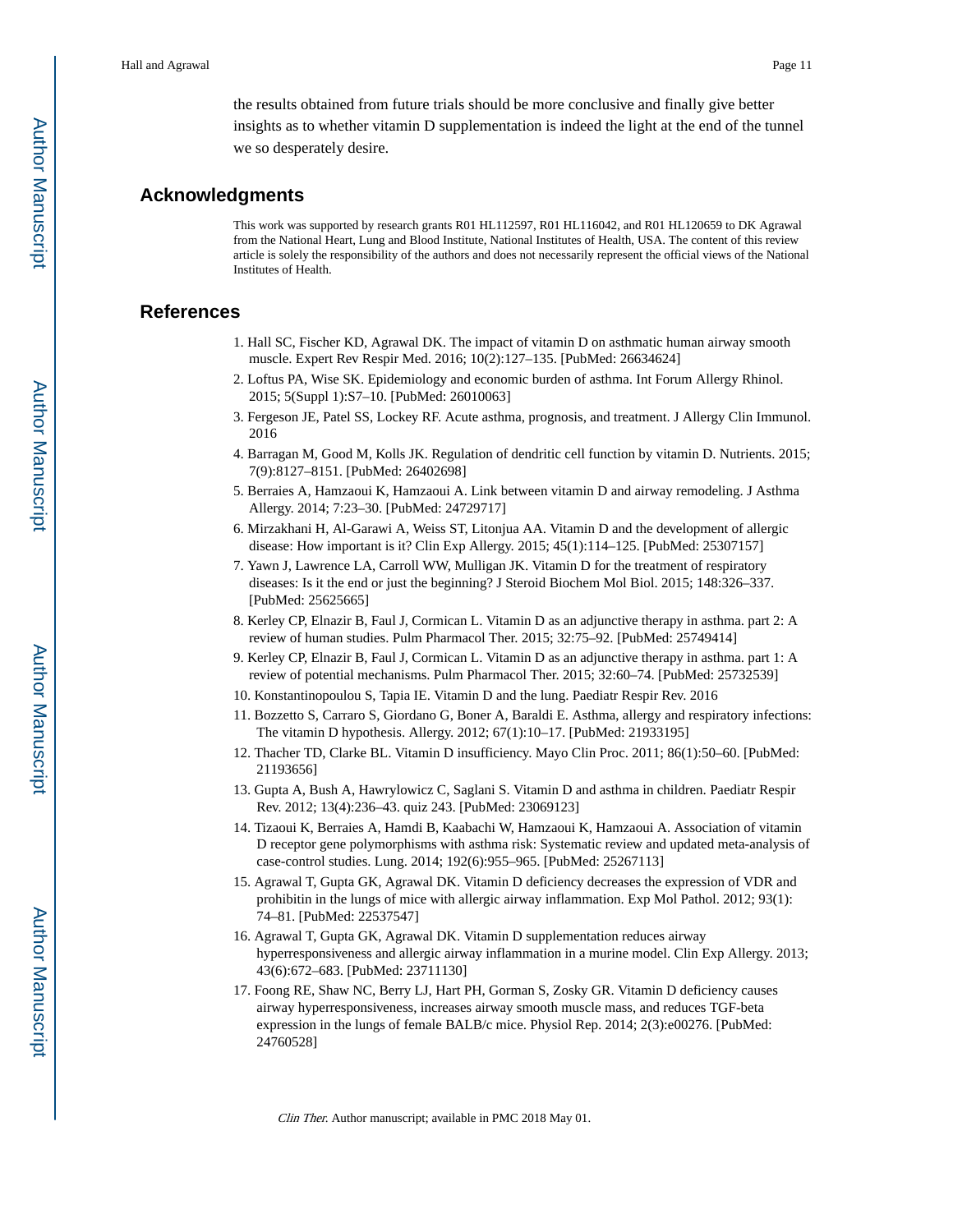the results obtained from future trials should be more conclusive and finally give better insights as to whether vitamin D supplementation is indeed the light at the end of the tunnel we so desperately desire.

## Acknowledgments

This work was supported by research grants R01 HL112597, R01 HL116042, and R01 HL120659 to DK Agrawal from the National Heart, Lung and Blood Institute, National Institutes of Health, USA. The content of this review article is solely the responsibility of the authors and does not necessarily represent the official views of the National Institutes of Health.

## References

1. Hall SC, Fischer KD, Agrawal DK. The impact of vitamin D on asthmatic human airway smooth muscle. Expert Rev Respir Med. 2016; 10(2):127–135. [PubMed: 26634624]
2. Loftus PA, Wise SK. Epidemiology and economic burden of asthma. Int Forum Allergy Rhinol. 2015; 5(Suppl 1):S7–10. [PubMed: 26010063]
3. Fergeson JE, Patel SS, Lockey RF. Acute asthma, prognosis, and treatment. J Allergy Clin Immunol. 2016
4. Barragan M, Good M, Kolls JK. Regulation of dendritic cell function by vitamin D. Nutrients. 2015; 7(9):8127–8151. [PubMed: 26402698]
5. Berraies A, Hamzaoui K, Hamzaoui A. Link between vitamin D and airway remodeling. J Asthma Allergy. 2014; 7:23–30. [PubMed: 24729717]
6. Mirzakhani H, Al-Garawi A, Weiss ST, Litonjua AA. Vitamin D and the development of allergic disease: How important is it? Clin Exp Allergy. 2015; 45(1):114–125. [PubMed: 25307157]
7. Yawn J, Lawrence LA, Carroll WW, Mulligan JK. Vitamin D for the treatment of respiratory diseases: Is it the end or just the beginning? J Steroid Biochem Mol Biol. 2015; 148:326–337. [PubMed: 25625665]
8. Kerley CP, Elnazir B, Faul J, Cormican L. Vitamin D as an adjunctive therapy in asthma. part 2: A review of human studies. Pulm Pharmacol Ther. 2015; 32:75–92. [PubMed: 25749414]
9. Kerley CP, Elnazir B, Faul J, Cormican L. Vitamin D as an adjunctive therapy in asthma. part 1: A review of potential mechanisms. Pulm Pharmacol Ther. 2015; 32:60–74. [PubMed: 25732539]
10. Konstantinopoulou S, Tapia IE. Vitamin D and the lung. Paediatr Respir Rev. 2016
11. Bozzetto S, Carraro S, Giordano G, Boner A, Baraldi E. Asthma, allergy and respiratory infections: The vitamin D hypothesis. Allergy. 2012; 67(1):10–17. [PubMed: 21933195]
12. Thacher TD, Clarke BL. Vitamin D insufficiency. Mayo Clin Proc. 2011; 86(1):50–60. [PubMed: 21193656]
13. Gupta A, Bush A, Hawrylowicz C, Saglani S. Vitamin D and asthma in children. Paediatr Respir Rev. 2012; 13(4):236–43. quiz 243. [PubMed: 23069123]
14. Tizaoui K, Berraies A, Hamdi B, Kaabachi W, Hamzaoui K, Hamzaoui A. Association of vitamin D receptor gene polymorphisms with asthma risk: Systematic review and updated meta-analysis of case-control studies. Lung. 2014; 192(6):955–965. [PubMed: 25267113]
15. Agrawal T, Gupta GK, Agrawal DK. Vitamin D deficiency decreases the expression of VDR and prohibitin in the lungs of mice with allergic airway inflammation. Exp Mol Pathol. 2012; 93(1): 74–81. [PubMed: 22537547]
16. Agrawal T, Gupta GK, Agrawal DK. Vitamin D supplementation reduces airway hyperresponsiveness and allergic airway inflammation in a murine model. Clin Exp Allergy. 2013; 43(6):672–683. [PubMed: 23711130]
17. Foong RE, Shaw NC, Berry LJ, Hart PH, Gorman S, Zosky GR. Vitamin D deficiency causes airway hyperresponsiveness, increases airway smooth muscle mass, and reduces TGF-beta expression in the lungs of female BALB/c mice. Physiol Rep. 2014; 2(3):e00276. [PubMed: 24760528]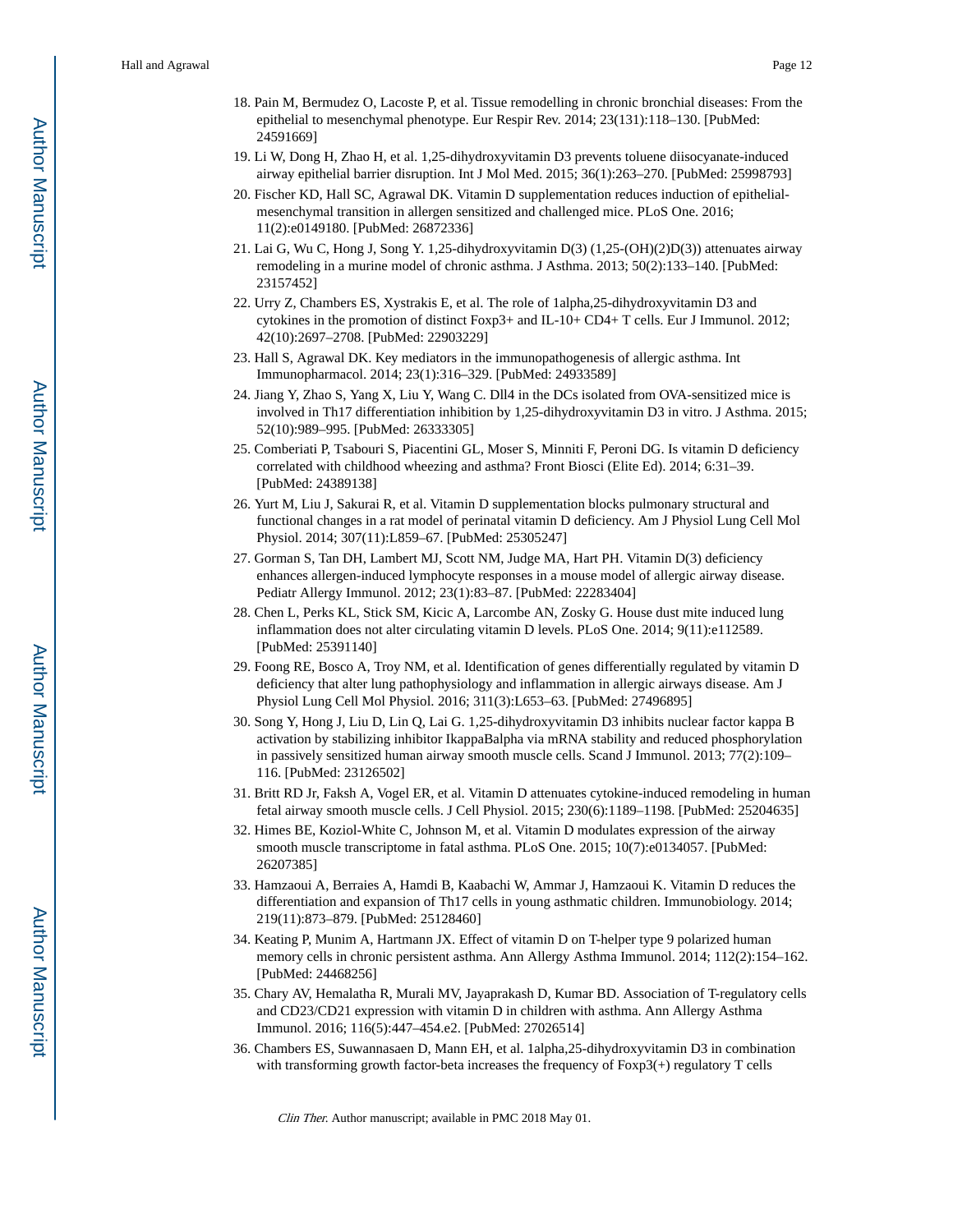18. Pain M, Bermudez O, Lacoste P, et al. Tissue remodelling in chronic bronchial diseases: From the epithelial to mesenchymal phenotype. Eur Respir Rev. 2014; 23(131):118–130. [PubMed: 24591669]
19. Li W, Dong H, Zhao H, et al. 1,25-dihydroxyvitamin D3 prevents toluene diisocyanate-induced airway epithelial barrier disruption. Int J Mol Med. 2015; 36(1):263–270. [PubMed: 25998793]
20. Fischer KD, Hall SC, Agrawal DK. Vitamin D supplementation reduces induction of epithelial-mesenchymal transition in allergen sensitized and challenged mice. PLoS One. 2016; 11(2):e0149180. [PubMed: 26872336]
21. Lai G, Wu C, Hong J, Song Y. 1,25-dihydroxyvitamin D(3) (1,25-(OH)(2)D(3)) attenuates airway remodeling in a murine model of chronic asthma. J Asthma. 2013; 50(2):133–140. [PubMed: 23157452]
22. Urry Z, Chambers ES, Xystrakis E, et al. The role of 1alpha,25-dihydroxyvitamin D3 and cytokines in the promotion of distinct Foxp3+ and IL-10+ CD4+ T cells. Eur J Immunol. 2012; 42(10):2697–2708. [PubMed: 22903229]
23. Hall S, Agrawal DK. Key mediators in the immunopathogenesis of allergic asthma. Int Immunopharmacol. 2014; 23(1):316–329. [PubMed: 24933589]
24. Jiang Y, Zhao S, Yang X, Liu Y, Wang C. Dll4 in the DCs isolated from OVA-sensitized mice is involved in Th17 differentiation inhibition by 1,25-dihydroxyvitamin D3 in vitro. J Asthma. 2015; 52(10):989–995. [PubMed: 26333305]
25. Comberiati P, Tsabouri S, Piacentini GL, Moser S, Minniti F, Peroni DG. Is vitamin D deficiency correlated with childhood wheezing and asthma? Front Biosci (Elite Ed). 2014; 6:31–39. [PubMed: 24389138]
26. Yurt M, Liu J, Sakurai R, et al. Vitamin D supplementation blocks pulmonary structural and functional changes in a rat model of perinatal vitamin D deficiency. Am J Physiol Lung Cell Mol Physiol. 2014; 307(11):L859–67. [PubMed: 25305247]
27. Gorman S, Tan DH, Lambert MJ, Scott NM, Judge MA, Hart PH. Vitamin D(3) deficiency enhances allergen-induced lymphocyte responses in a mouse model of allergic airway disease. Pediatr Allergy Immunol. 2012; 23(1):83–87. [PubMed: 22283404]
28. Chen L, Perks KL, Stick SM, Kicic A, Larcombe AN, Zosky G. House dust mite induced lung inflammation does not alter circulating vitamin D levels. PLoS One. 2014; 9(11):e112589. [PubMed: 25391140]
29. Foong RE, Bosco A, Troy NM, et al. Identification of genes differentially regulated by vitamin D deficiency that alter lung pathophysiology and inflammation in allergic airways disease. Am J Physiol Lung Cell Mol Physiol. 2016; 311(3):L653–63. [PubMed: 27496895]
30. Song Y, Hong J, Liu D, Lin Q, Lai G. 1,25-dihydroxyvitamin D3 inhibits nuclear factor kappa B activation by stabilizing inhibitor IkappaBalpha via mRNA stability and reduced phosphorylation in passively sensitized human airway smooth muscle cells. Scand J Immunol. 2013; 77(2):109–116. [PubMed: 23126502]
31. Britt RD Jr, Faksh A, Vogel ER, et al. Vitamin D attenuates cytokine-induced remodeling in human fetal airway smooth muscle cells. J Cell Physiol. 2015; 230(6):1189–1198. [PubMed: 25204635]
32. Himes BE, Koziol-White C, Johnson M, et al. Vitamin D modulates expression of the airway smooth muscle transcriptome in fatal asthma. PLoS One. 2015; 10(7):e0134057. [PubMed: 26207385]
33. Hamzaoui A, Berraies A, Hamdi B, Kaabachi W, Ammar J, Hamzaoui K. Vitamin D reduces the differentiation and expansion of Th17 cells in young asthmatic children. Immunobiology. 2014; 219(11):873–879. [PubMed: 25128460]
34. Keating P, Munim A, Hartmann JX. Effect of vitamin D on T-helper type 9 polarized human memory cells in chronic persistent asthma. Ann Allergy Asthma Immunol. 2014; 112(2):154–162. [PubMed: 24468256]
35. Chary AV, Hemalatha R, Murali MV, Jayaprakash D, Kumar BD. Association of T-regulatory cells and CD23/CD21 expression with vitamin D in children with asthma. Ann Allergy Asthma Immunol. 2016; 116(5):447–454.e2. [PubMed: 27026514]
36. Chambers ES, Suwannasaen D, Mann EH, et al. 1alpha,25-dihydroxyvitamin D3 in combination with transforming growth factor-beta increases the frequency of Foxp3(+) regulatory T cells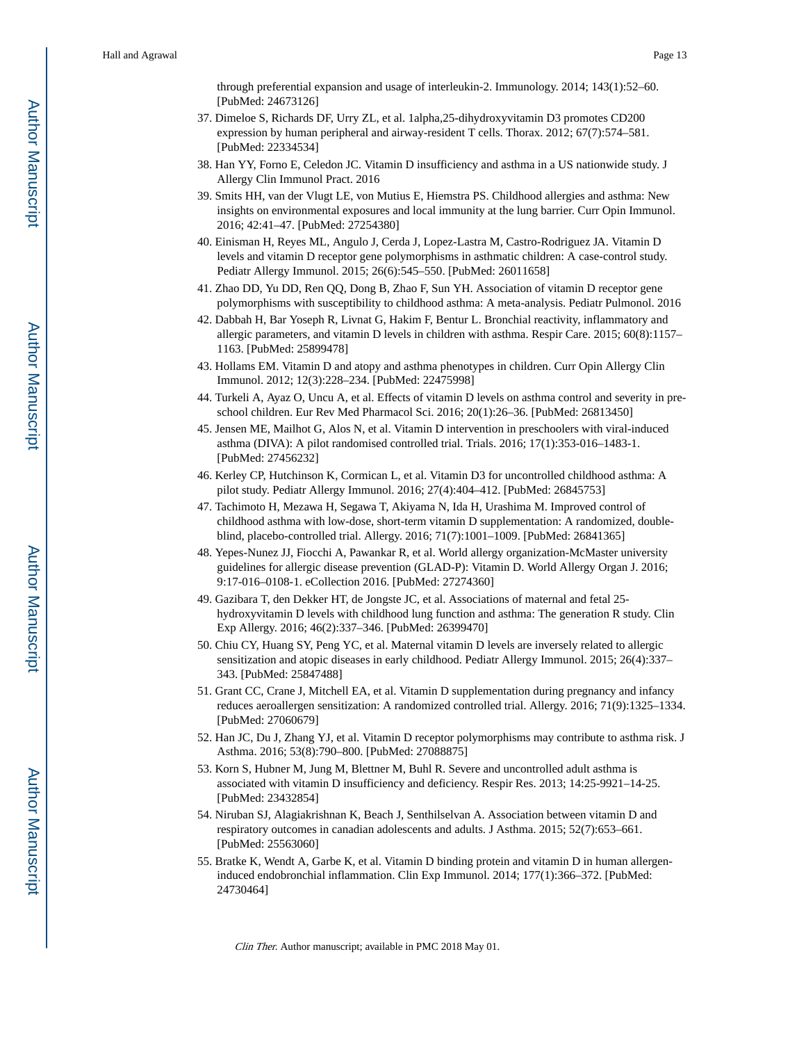through preferential expansion and usage of interleukin-2. Immunology. 2014; 143(1):52–60. [PubMed: 24673126]

37. Dimeloe S, Richards DF, Urry ZL, et al. 1alpha,25-dihydroxyvitamin D3 promotes CD200 expression by human peripheral and airway-resident T cells. Thorax. 2012; 67(7):574–581. [PubMed: 22334534]
38. Han YY, Forno E, Celedon JC. Vitamin D insufficiency and asthma in a US nationwide study. J Allergy Clin Immunol Pract. 2016
39. Smits HH, van der Vlugt LE, von Mutius E, Hiemstra PS. Childhood allergies and asthma: New insights on environmental exposures and local immunity at the lung barrier. Curr Opin Immunol. 2016; 42:41–47. [PubMed: 27254380]
40. Einisman H, Reyes ML, Angulo J, Cerda J, Lopez-Lastra M, Castro-Rodriguez JA. Vitamin D levels and vitamin D receptor gene polymorphisms in asthmatic children: A case-control study. Pediatr Allergy Immunol. 2015; 26(6):545–550. [PubMed: 26011658]
41. Zhao DD, Yu DD, Ren QQ, Dong B, Zhao F, Sun YH. Association of vitamin D receptor gene polymorphisms with susceptibility to childhood asthma: A meta-analysis. Pediatr Pulmonol. 2016
42. Dabbah H, Bar Yoseph R, Livnat G, Hakim F, Bentur L. Bronchial reactivity, inflammatory and allergic parameters, and vitamin D levels in children with asthma. Respir Care. 2015; 60(8):1157–1163. [PubMed: 25899478]
43. Hollams EM. Vitamin D and atopy and asthma phenotypes in children. Curr Opin Allergy Clin Immunol. 2012; 12(3):228–234. [PubMed: 22475998]
44. Turkeli A, Ayaz O, Uncu A, et al. Effects of vitamin D levels on asthma control and severity in pre-school children. Eur Rev Med Pharmacol Sci. 2016; 20(1):26–36. [PubMed: 26813450]
45. Jensen ME, Mailhot G, Alos N, et al. Vitamin D intervention in preschoolers with viral-induced asthma (DIVA): A pilot randomised controlled trial. Trials. 2016; 17(1):353-016–1483-1. [PubMed: 27456232]
46. Kerley CP, Hutchinson K, Cormican L, et al. Vitamin D3 for uncontrolled childhood asthma: A pilot study. Pediatr Allergy Immunol. 2016; 27(4):404–412. [PubMed: 26845753]
47. Tachimoto H, Mezawa H, Segawa T, Akiyama N, Ida H, Urashima M. Improved control of childhood asthma with low-dose, short-term vitamin D supplementation: A randomized, double-blind, placebo-controlled trial. Allergy. 2016; 71(7):1001–1009. [PubMed: 26841365]
48. Yepes-Nunez JJ, Fiocchi A, Pawankar R, et al. World allergy organization-McMaster university guidelines for allergic disease prevention (GLAD-P): Vitamin D. World Allergy Organ J. 2016; 9:17-016–0108-1. eCollection 2016. [PubMed: 27274360]
49. Gazibara T, den Dekker HT, de Jongste JC, et al. Associations of maternal and fetal 25-hydroxyvitamin D levels with childhood lung function and asthma: The generation R study. Clin Exp Allergy. 2016; 46(2):337–346. [PubMed: 26399470]
50. Chiu CY, Huang SY, Peng YC, et al. Maternal vitamin D levels are inversely related to allergic sensitization and atopic diseases in early childhood. Pediatr Allergy Immunol. 2015; 26(4):337–343. [PubMed: 25847488]
51. Grant CC, Crane J, Mitchell EA, et al. Vitamin D supplementation during pregnancy and infancy reduces aeroallergen sensitization: A randomized controlled trial. Allergy. 2016; 71(9):1325–1334. [PubMed: 27060679]
52. Han JC, Du J, Zhang YJ, et al. Vitamin D receptor polymorphisms may contribute to asthma risk. J Asthma. 2016; 53(8):790–800. [PubMed: 27088875]
53. Korn S, Hubner M, Jung M, Blettner M, Buhl R. Severe and uncontrolled adult asthma is associated with vitamin D insufficiency and deficiency. Respir Res. 2013; 14:25-9921–14-25. [PubMed: 23432854]
54. Niruban SJ, Alagiakrishnan K, Beach J, Senthilselvan A. Association between vitamin D and respiratory outcomes in canadian adolescents and adults. J Asthma. 2015; 52(7):653–661. [PubMed: 25563060]
55. Bratke K, Wendt A, Garbe K, et al. Vitamin D binding protein and vitamin D in human allergen-induced endobronchial inflammation. Clin Exp Immunol. 2014; 177(1):366–372. [PubMed: 24730464]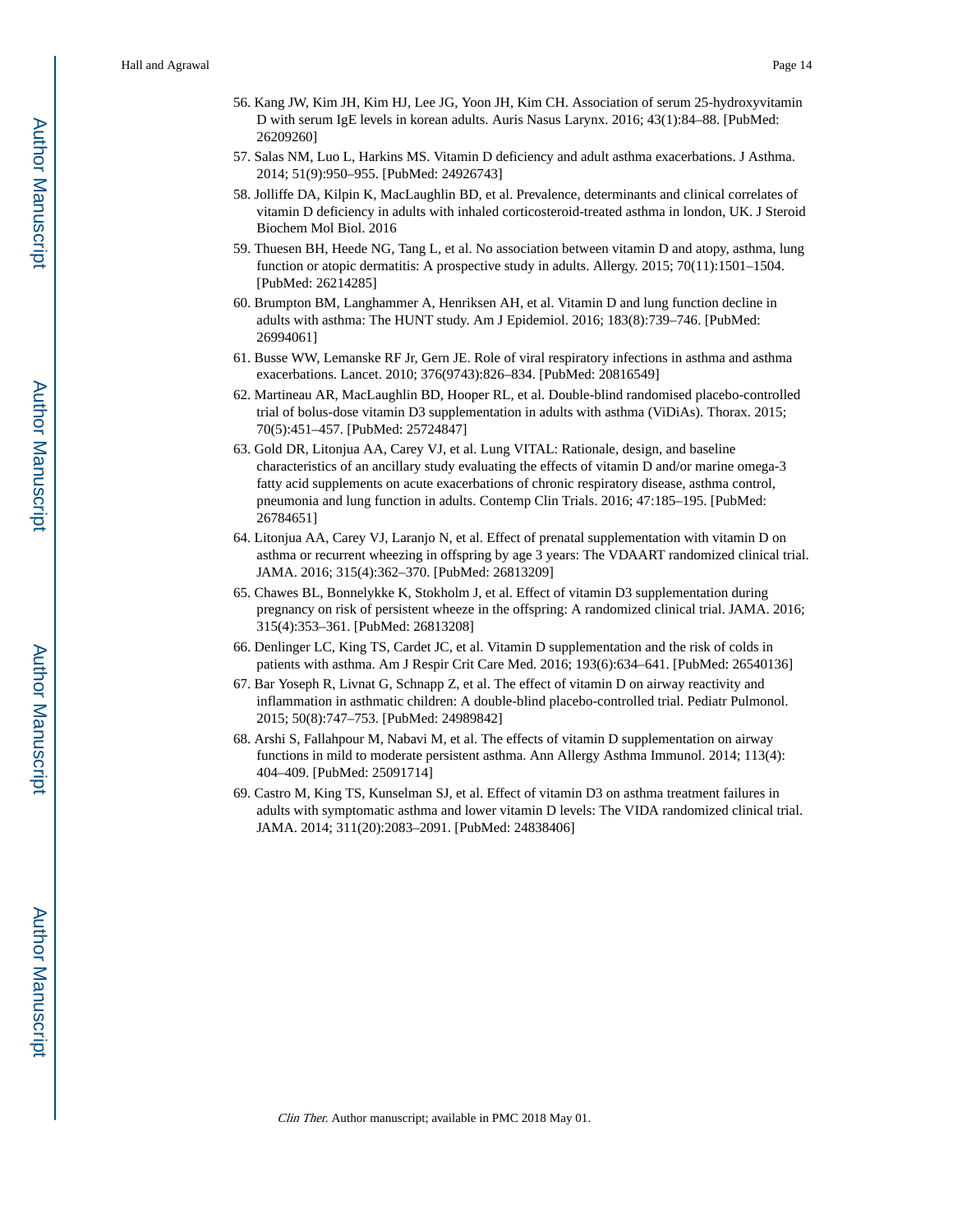56. Kang JW, Kim JH, Kim HJ, Lee JG, Yoon JH, Kim CH. Association of serum 25-hydroxyvitamin D with serum IgE levels in korean adults. Auris Nasus Larynx. 2016; 43(1):84–88. [PubMed: 26209260]
57. Salas NM, Luo L, Harkins MS. Vitamin D deficiency and adult asthma exacerbations. J Asthma. 2014; 51(9):950–955. [PubMed: 24926743]
58. Jolliffe DA, Kilpin K, MacLaughlin BD, et al. Prevalence, determinants and clinical correlates of vitamin D deficiency in adults with inhaled corticosteroid-treated asthma in london, UK. J Steroid Biochem Mol Biol. 2016
59. Thuesen BH, Heede NG, Tang L, et al. No association between vitamin D and atopy, asthma, lung function or atopic dermatitis: A prospective study in adults. Allergy. 2015; 70(11):1501–1504. [PubMed: 26214285]
60. Brumpton BM, Langhammer A, Henriksen AH, et al. Vitamin D and lung function decline in adults with asthma: The HUNT study. Am J Epidemiol. 2016; 183(8):739–746. [PubMed: 26994061]
61. Busse WW, Lemanske RF Jr, Gern JE. Role of viral respiratory infections in asthma and asthma exacerbations. Lancet. 2010; 376(9743):826–834. [PubMed: 20816549]
62. Martineau AR, MacLaughlin BD, Hooper RL, et al. Double-blind randomised placebo-controlled trial of bolus-dose vitamin D3 supplementation in adults with asthma (ViDiAs). Thorax. 2015; 70(5):451–457. [PubMed: 25724847]
63. Gold DR, Litonjua AA, Carey VJ, et al. Lung VITAL: Rationale, design, and baseline characteristics of an ancillary study evaluating the effects of vitamin D and/or marine omega-3 fatty acid supplements on acute exacerbations of chronic respiratory disease, asthma control, pneumonia and lung function in adults. Contemp Clin Trials. 2016; 47:185–195. [PubMed: 26784651]
64. Litonjua AA, Carey VJ, Laranjo N, et al. Effect of prenatal supplementation with vitamin D on asthma or recurrent wheezing in offspring by age 3 years: The VDAART randomized clinical trial. JAMA. 2016; 315(4):362–370. [PubMed: 26813209]
65. Chawes BL, Bonnelykke K, Stokholm J, et al. Effect of vitamin D3 supplementation during pregnancy on risk of persistent wheeze in the offspring: A randomized clinical trial. JAMA. 2016; 315(4):353–361. [PubMed: 26813208]
66. Denlinger LC, King TS, Cardet JC, et al. Vitamin D supplementation and the risk of colds in patients with asthma. Am J Respir Crit Care Med. 2016; 193(6):634–641. [PubMed: 26540136]
67. Bar Yoseph R, Livnat G, Schnapp Z, et al. The effect of vitamin D on airway reactivity and inflammation in asthmatic children: A double-blind placebo-controlled trial. Pediatr Pulmonol. 2015; 50(8):747–753. [PubMed: 24989842]
68. Arshi S, Fallahpour M, Nabavi M, et al. The effects of vitamin D supplementation on airway functions in mild to moderate persistent asthma. Ann Allergy Asthma Immunol. 2014; 113(4): 404–409. [PubMed: 25091714]
69. Castro M, King TS, Kunselman SJ, et al. Effect of vitamin D3 on asthma treatment failures in adults with symptomatic asthma and lower vitamin D levels: The VIDA randomized clinical trial. JAMA. 2014; 311(20):2083–2091. [PubMed: 24838406]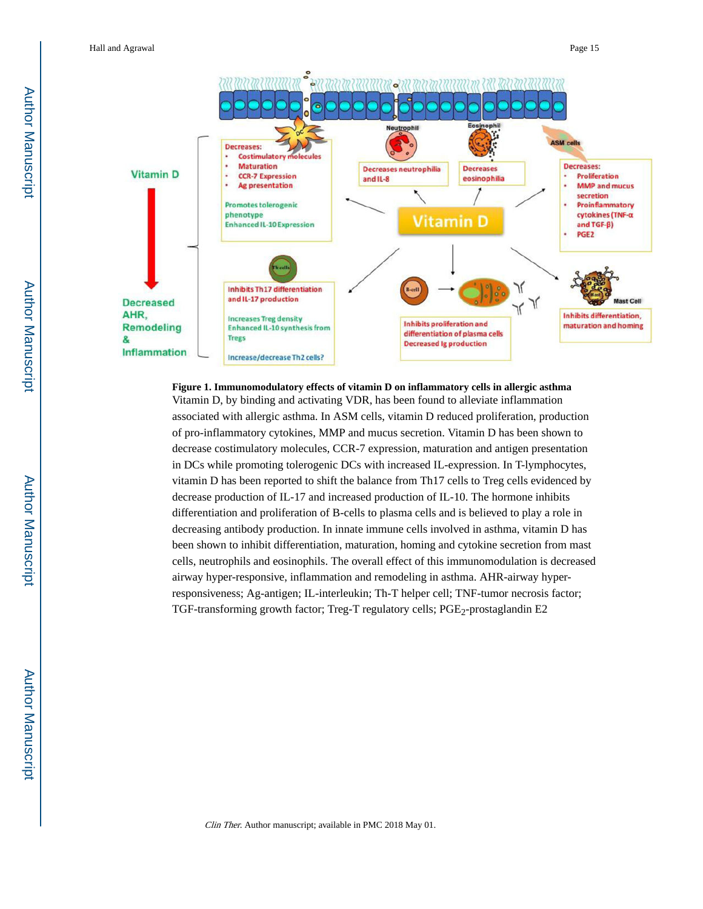Vitamin D

Decreased AHR, Remodeling & Inflammation

Decreases:
- Costimulatory molecules
- Maturation
- CCR-7 Expression
- Ag presentation

Promotes tolerogenic phenotype
Enhanced IL-10 Expression

Neutrophil

Decreases neutrophilia and IL-8

Eosinophil

Decreases eosinophilia

ASM cells

Decreases:
- Proliferation
- MMP and mucus secretion
- Proinflammatory cytokines (TNF-α and TGF-β)
- PGE2

Vitamin D

Inhibits Th17 differentiation and IL-17 production

Increases Treg density
Enhanced IL-10 synthesis from Tregs

Increase/decrease Th2 cells?

B-cell

Inhibits proliferation and differentiation of plasma cells
Decreased Ig production

Mast Cell

Inhibits differentiation, maturation and homing

**Figure 1. Immunomodulatory effects of vitamin D on inflammatory cells in allergic asthma**

Vitamin D, by binding and activating VDR, has been found to alleviate inflammation associated with allergic asthma. In ASM cells, vitamin D reduced proliferation, production of pro-inflammatory cytokines, MMP and mucus secretion. Vitamin D has been shown to decrease costimulatory molecules, CCR-7 expression, maturation and antigen presentation in DCs while promoting tolerogenic DCs with increased IL-expression. In T-lymphocytes, vitamin D has been reported to shift the balance from Th17 cells to Treg cells evidenced by decrease production of IL-17 and increased production of IL-10. The hormone inhibits differentiation and proliferation of B-cells to plasma cells and is believed to play a role in decreasing antibody production. In innate immune cells involved in asthma, vitamin D has been shown to inhibit differentiation, maturation, homing and cytokine secretion from mast cells, neutrophils and eosinophils. The overall effect of this immunomodulation is decreased airway hyper-responsive, inflammation and remodeling in asthma. AHR-airway hyper-responsiveness; Ag-antigen; IL-interleukin; Th-T helper cell; TNF-tumor necrosis factor; TGF-transforming growth factor; Treg-T regulatory cells; $PGE_2$-prostaglandin E2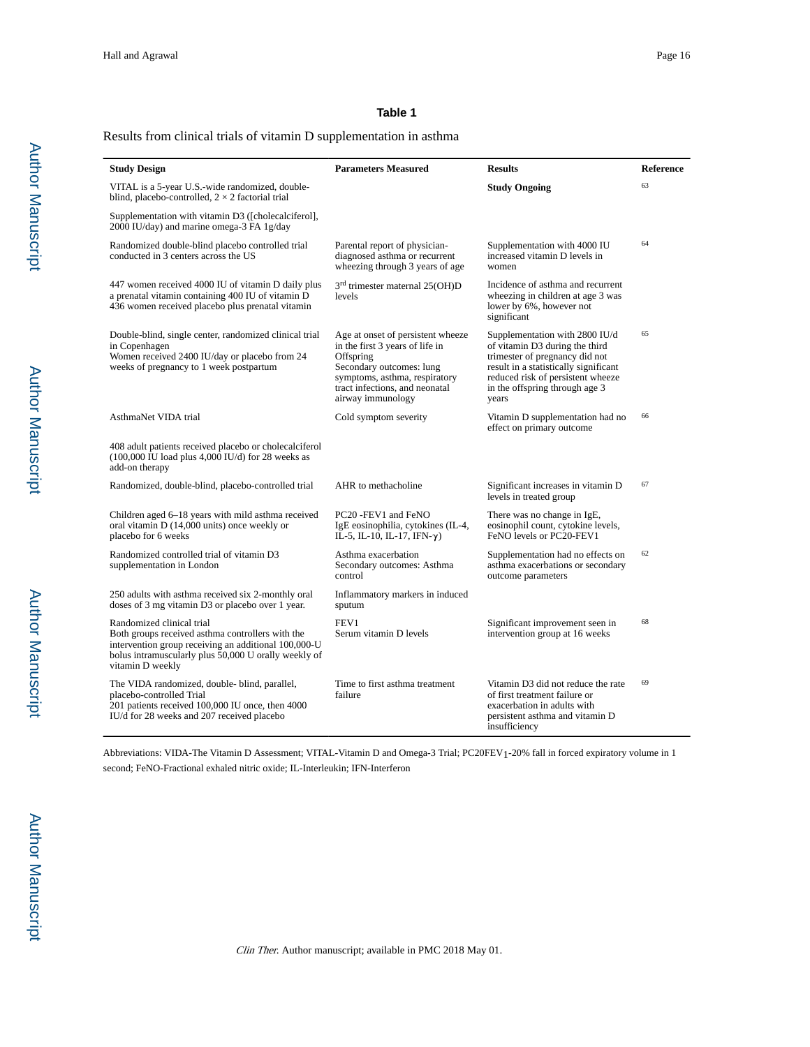**Table 1**

Results from clinical trials of vitamin D supplementation in asthma

| Study Design | Parameters Measured | Results | Reference |
|---|---|---|---|
| VITAL is a 5-year U.S.-wide randomized, double-blind, placebo-controlled, 2 × 2 factorial trial | | **Study Ongoing** | 63 |
| Supplementation with vitamin D3 ([cholecalciferol], 2000 IU/day) and marine omega-3 FA 1g/day | | | |
| Randomized double-blind placebo controlled trial conducted in 3 centers across the US | Parental report of physician-diagnosed asthma or recurrent wheezing through 3 years of age | Supplementation with 4000 IU increased vitamin D levels in women | 64 |
| 447 women received 4000 IU of vitamin D daily plus a prenatal vitamin containing 400 IU of vitamin D 436 women received placebo plus prenatal vitamin | 3rd trimester maternal 25(OH)D levels | Incidence of asthma and recurrent wheezing in children at age 3 was lower by 6%, however not significant | |
| Double-blind, single center, randomized clinical trial in Copenhagen Women received 2400 IU/day or placebo from 24 weeks of pregnancy to 1 week postpartum | Age at onset of persistent wheeze in the first 3 years of life in Offspring Secondary outcomes: lung symptoms, asthma, respiratory tract infections, and neonatal airway immunology | Supplementation with 2800 IU/d of vitamin D3 during the third trimester of pregnancy did not result in a statistically significant reduced risk of persistent wheeze in the offspring through age 3 years | 65 |
| AsthmaNet VIDA trial | Cold symptom severity | Vitamin D supplementation had no effect on primary outcome | 66 |
| 408 adult patients received placebo or cholecalciferol (100,000 IU load plus 4,000 IU/d) for 28 weeks as add-on therapy | | | |
| Randomized, double-blind, placebo-controlled trial | AHR to methacholine | Significant increases in vitamin D levels in treated group | 67 |
| Children aged 6–18 years with mild asthma received oral vitamin D (14,000 units) once weekly or placebo for 6 weeks | PC20 -FEV1 and FeNO IgE eosinophilia, cytokines (IL-4, IL-5, IL-10, IL-17, IFN-γ) | There was no change in IgE, eosinophil count, cytokine levels, FeNO levels or PC20-FEV1 | |
| Randomized controlled trial of vitamin D3 supplementation in London | Asthma exacerbation Secondary outcomes: Asthma control | Supplementation had no effects on asthma exacerbations or secondary outcome parameters | 62 |
| 250 adults with asthma received six 2-monthly oral doses of 3 mg vitamin D3 or placebo over 1 year. | Inflammatory markers in induced sputum | | |
| Randomized clinical trial Both groups received asthma controllers with the intervention group receiving an additional 100,000-U bolus intramuscularly plus 50,000 U orally weekly of vitamin D weekly | FEV1 Serum vitamin D levels | Significant improvement seen in intervention group at 16 weeks | 68 |
| The VIDA randomized, double- blind, parallel, placebo-controlled Trial 201 patients received 100,000 IU once, then 4000 IU/d for 28 weeks and 207 received placebo | Time to first asthma treatment failure | Vitamin D3 did not reduce the rate of first treatment failure or exacerbation in adults with persistent asthma and vitamin D insufficiency | 69 |

Abbreviations: VIDA-The Vitamin D Assessment; VITAL-Vitamin D and Omega-3 Trial; $PC20FEV_1$-20% fall in forced expiratory volume in 1 second; FeNO-Fractional exhaled nitric oxide; IL-Interleukin; IFN-Interferon